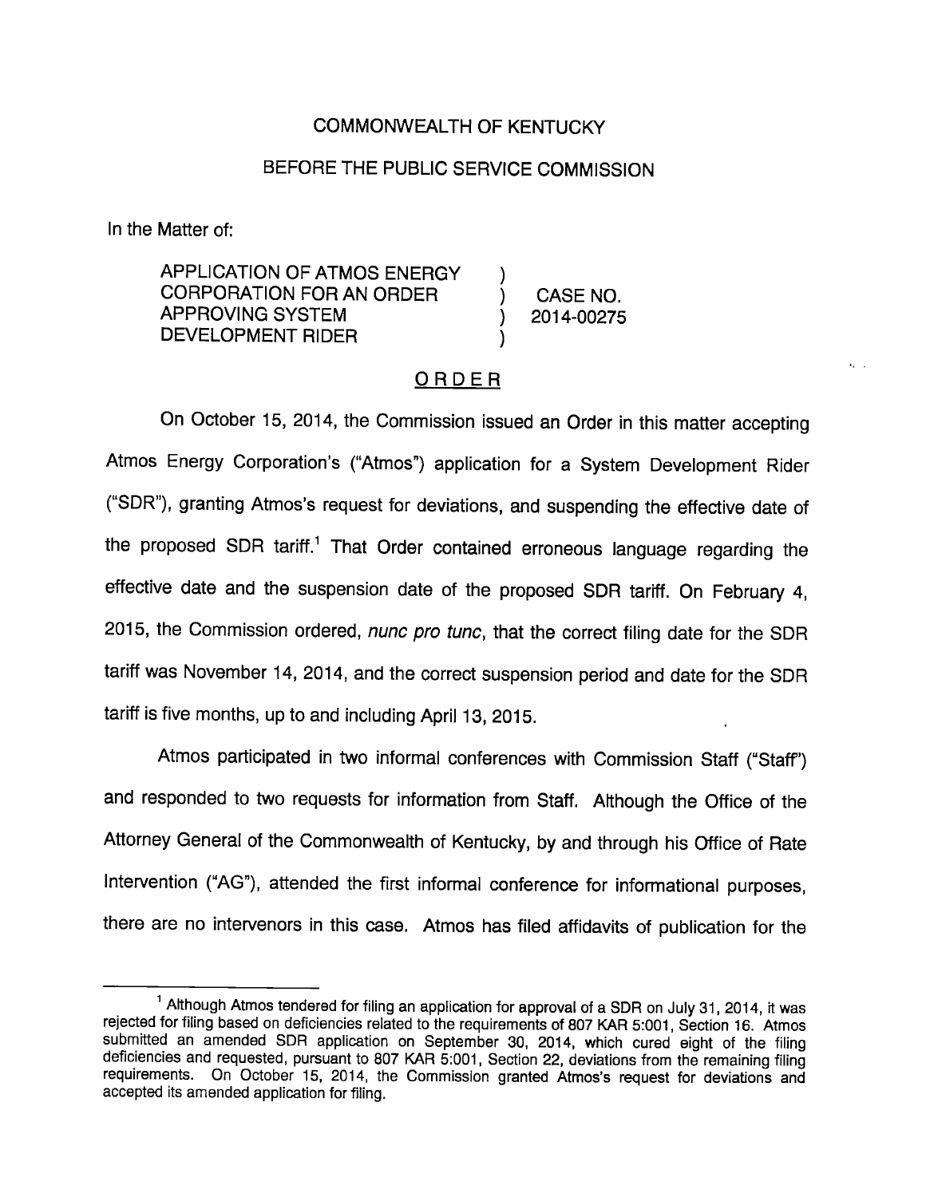COMMONWEALTH OF KENTUCKY

BEFORE THE PUBLIC SERVICE COMMISSION

In the Matter of:

| | | |
|---|---|---|
| APPLICATION OF ATMOS ENERGY CORPORATION FOR AN ORDER APPROVING SYSTEM DEVELOPMENT RIDER | ) ) ) ) | CASE NO. 2014-00275 |

## ORDER

On October 15, 2014, the Commission issued an Order in this matter accepting Atmos Energy Corporation's ("Atmos") application for a System Development Rider ("SDR"), granting Atmos's request for deviations, and suspending the effective date of the proposed SDR tariff.[1] That Order contained erroneous language regarding the effective date and the suspension date of the proposed SDR tariff. On February 4, 2015, the Commission ordered, *nunc pro tunc*, that the correct filing date for the SDR tariff was November 14, 2014, and the correct suspension period and date for the SDR tariff is five months, up to and including April 13, 2015.

Atmos participated in two informal conferences with Commission Staff ("Staff") and responded to two requests for information from Staff. Although the Office of the Attorney General of the Commonwealth of Kentucky, by and through his Office of Rate Intervention ("AG"), attended the first informal conference for informational purposes, there are no intervenors in this case. Atmos has filed affidavits of publication for the

[1] Although Atmos tendered for filing an application for approval of a SDR on July 31, 2014, it was rejected for filing based on deficiencies related to the requirements of 807 KAR 5:001, Section 16. Atmos submitted an amended SDR application on September 30, 2014, which cured eight of the filing deficiencies and requested, pursuant to 807 KAR 5:001, Section 22, deviations from the remaining filing requirements. On October 15, 2014, the Commission granted Atmos's request for deviations and accepted its amended application for filing.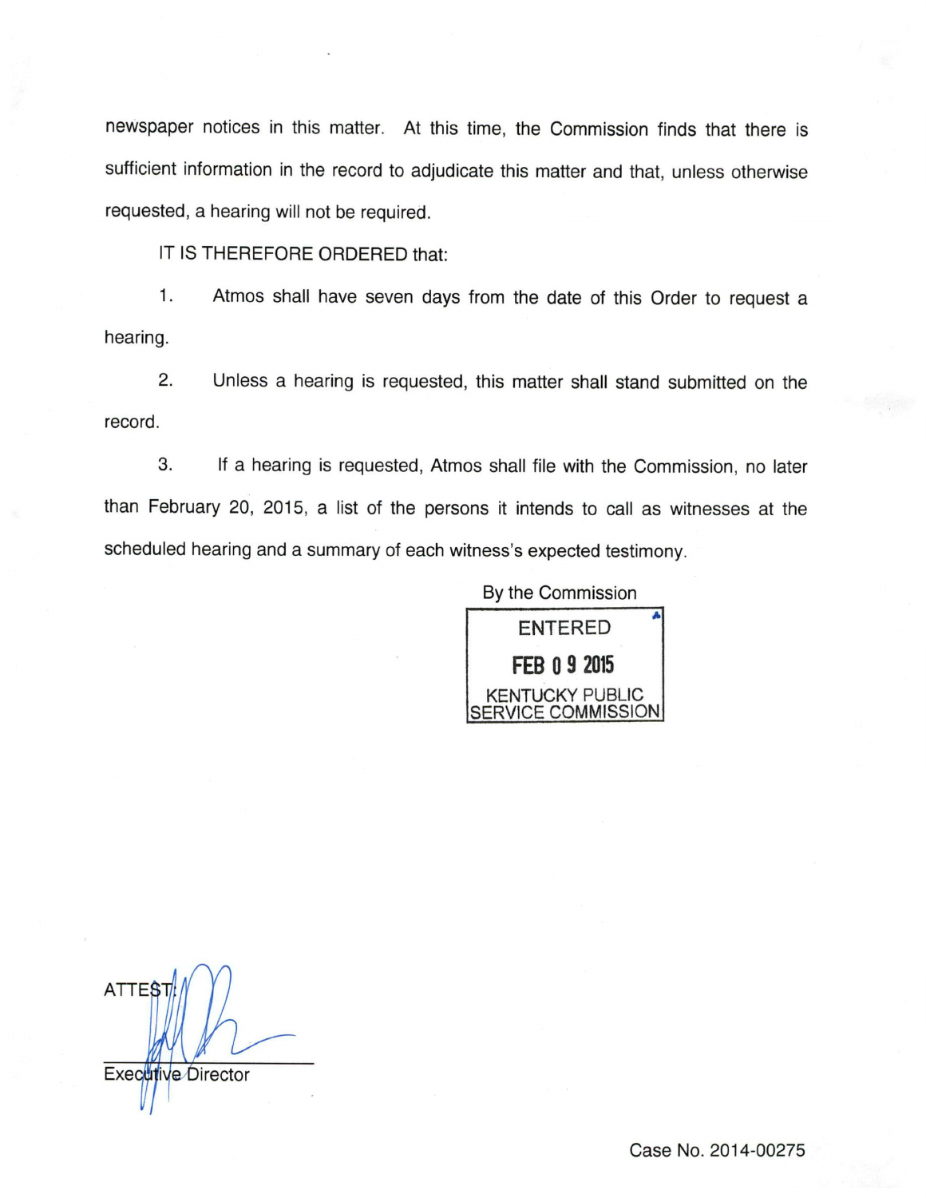newspaper notices in this matter. At this time, the Commission finds that there is sufficient information in the record to adjudicate this matter and that, unless otherwise requested, a hearing will not be required.

IT IS THEREFORE ORDERED that:

1. Atmos shall have seven days from the date of this Order to request a hearing.

2. Unless a hearing is requested, this matter shall stand submitted on the record.

3. If a hearing is requested, Atmos shall file with the Commission, no later than February 20, 2015, a list of the persons it intends to call as witnesses at the scheduled hearing and a summary of each witness's expected testimony.

By the Commission

ENTERED

FEB 09 2015

KENTUCKY PUBLIC SERVICE COMMISSION

ATTEST:

Executive Director

Case No. 2014-00275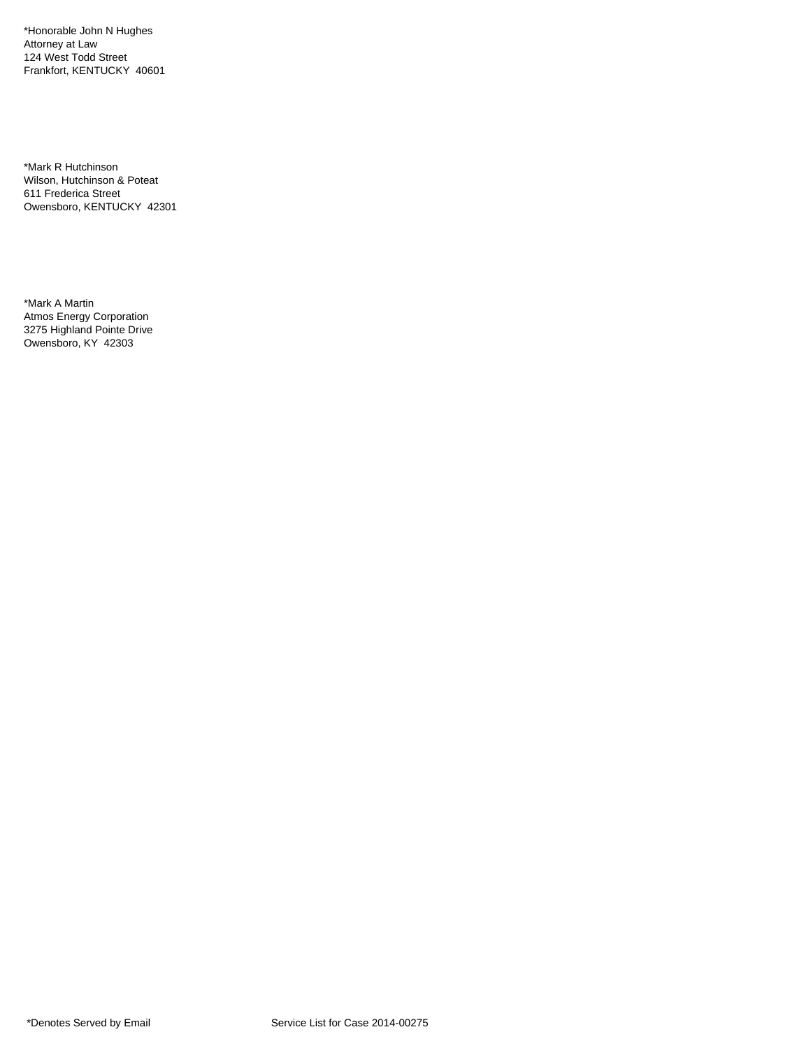*Honorable John N Hughes
Attorney at Law
124 West Todd Street
Frankfort, KENTUCKY 40601

*Mark R Hutchinson
Wilson, Hutchinson & Poteat
611 Frederica Street
Owensboro, KENTUCKY 42301

*Mark A Martin
Atmos Energy Corporation
3275 Highland Pointe Drive
Owensboro, KY 42303

*Denotes Served by Email

Service List for Case 2014-00275